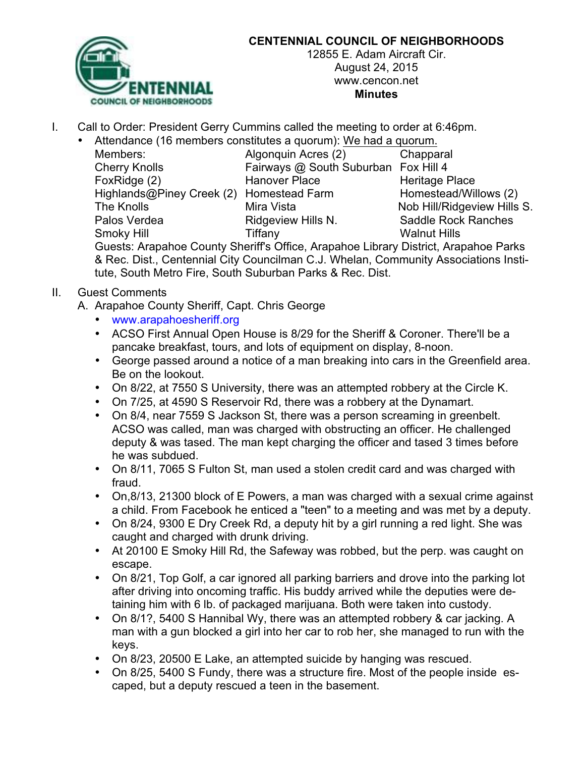# CENTENNIAL COUNCIL OF NEIGHBORHOODS

12855 E. Adam Aircraft Cir.
August 24, 2015
www.cencon.net
**Minutes**

I. Call to Order: President Gerry Cummins called the meeting to order at 6:46pm.
   - Attendance (16 members constitutes a quorum): We had a quorum.

| Members: | Algonquin Acres (2) | Chapparal |
|---|---|---|
| Cherry Knolls | Fairways @ South Suburban | Fox Hill 4 |
| FoxRidge (2) | Hanover Place | Heritage Place |
| Highlands@Piney Creek (2) | Homestead Farm | Homestead/Willows (2) |
| The Knolls | Mira Vista | Nob Hill/Ridgeview Hills S. |
| Palos Verdea | Ridgeview Hills N. | Saddle Rock Ranches |
| Smoky Hill | Tiffany | Walnut Hills |

   Guests: Arapahoe County Sheriff's Office, Arapahoe Library District, Arapahoe Parks & Rec. Dist., Centennial City Councilman C.J. Whelan, Community Associations Institute, South Metro Fire, South Suburban Parks & Rec. Dist.

II. Guest Comments

A. Arapahoe County Sheriff, Capt. Chris George
   - www.arapahoesheriff.org
   - ACSO First Annual Open House is 8/29 for the Sheriff & Coroner. There'll be a pancake breakfast, tours, and lots of equipment on display, 8-noon.
   - George passed around a notice of a man breaking into cars in the Greenfield area. Be on the lookout.
   - On 8/22, at 7550 S University, there was an attempted robbery at the Circle K.
   - On 7/25, at 4590 S Reservoir Rd, there was a robbery at the Dynamart.
   - On 8/4, near 7559 S Jackson St, there was a person screaming in greenbelt. ACSO was called, man was charged with obstructing an officer. He challenged deputy & was tased. The man kept charging the officer and tased 3 times before he was subdued.
   - On 8/11, 7065 S Fulton St, man used a stolen credit card and was charged with fraud.
   - On,8/13, 21300 block of E Powers, a man was charged with a sexual crime against a child. From Facebook he enticed a "teen" to a meeting and was met by a deputy.
   - On 8/24, 9300 E Dry Creek Rd, a deputy hit by a girl running a red light. She was caught and charged with drunk driving.
   - At 20100 E Smoky Hill Rd, the Safeway was robbed, but the perp. was caught on escape.
   - On 8/21, Top Golf, a car ignored all parking barriers and drove into the parking lot after driving into oncoming traffic. His buddy arrived while the deputies were detaining him with 6 lb. of packaged marijuana. Both were taken into custody.
   - On 8/1?, 5400 S Hannibal Wy, there was an attempted robbery & car jacking. A man with a gun blocked a girl into her car to rob her, she managed to run with the keys.
   - On 8/23, 20500 E Lake, an attempted suicide by hanging was rescued.
   - On 8/25, 5400 S Fundy, there was a structure fire. Most of the people inside escaped, but a deputy rescued a teen in the basement.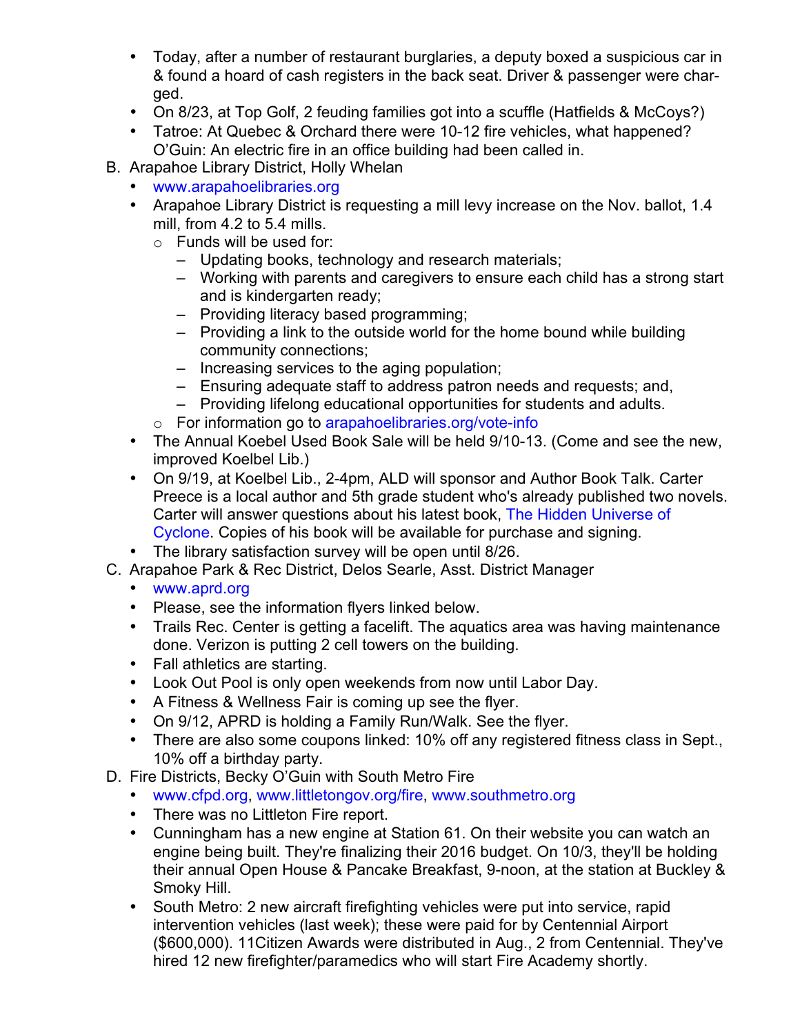- Today, after a number of restaurant burglaries, a deputy boxed a suspicious car in & found a hoard of cash registers in the back seat. Driver & passenger were charged.
- On 8/23, at Top Golf, 2 feuding families got into a scuffle (Hatfields & McCoys?)
- Tatroe: At Quebec & Orchard there were 10-12 fire vehicles, what happened? O'Guin: An electric fire in an office building had been called in.

B. Arapahoe Library District, Holly Whelan
  - www.arapahoelibraries.org
  - Arapahoe Library District is requesting a mill levy increase on the Nov. ballot, 1.4 mill, from 4.2 to 5.4 mills.
    - Funds will be used for:
      - Updating books, technology and research materials;
      - Working with parents and caregivers to ensure each child has a strong start and is kindergarten ready;
      - Providing literacy based programming;
      - Providing a link to the outside world for the home bound while building community connections;
      - Increasing services to the aging population;
      - Ensuring adequate staff to address patron needs and requests; and,
      - Providing lifelong educational opportunities for students and adults.
    - For information go to arapahoelibraries.org/vote-info
  - The Annual Koebel Used Book Sale will be held 9/10-13. (Come and see the new, improved Koelbel Lib.)
  - On 9/19, at Koelbel Lib., 2-4pm, ALD will sponsor and Author Book Talk. Carter Preece is a local author and 5th grade student who's already published two novels. Carter will answer questions about his latest book, The Hidden Universe of Cyclone. Copies of his book will be available for purchase and signing.
  - The library satisfaction survey will be open until 8/26.

C. Arapahoe Park & Rec District, Delos Searle, Asst. District Manager
  - www.aprd.org
  - Please, see the information flyers linked below.
  - Trails Rec. Center is getting a facelift. The aquatics area was having maintenance done. Verizon is putting 2 cell towers on the building.
  - Fall athletics are starting.
  - Look Out Pool is only open weekends from now until Labor Day.
  - A Fitness & Wellness Fair is coming up see the flyer.
  - On 9/12, APRD is holding a Family Run/Walk. See the flyer.
  - There are also some coupons linked: 10% off any registered fitness class in Sept., 10% off a birthday party.

D. Fire Districts, Becky O'Guin with South Metro Fire
  - www.cfpd.org, www.littletongov.org/fire, www.southmetro.org
  - There was no Littleton Fire report.
  - Cunningham has a new engine at Station 61. On their website you can watch an engine being built. They're finalizing their 2016 budget. On 10/3, they'll be holding their annual Open House & Pancake Breakfast, 9-noon, at the station at Buckley & Smoky Hill.
  - South Metro: 2 new aircraft firefighting vehicles were put into service, rapid intervention vehicles (last week); these were paid for by Centennial Airport ($600,000). 11Citizen Awards were distributed in Aug., 2 from Centennial. They've hired 12 new firefighter/paramedics who will start Fire Academy shortly.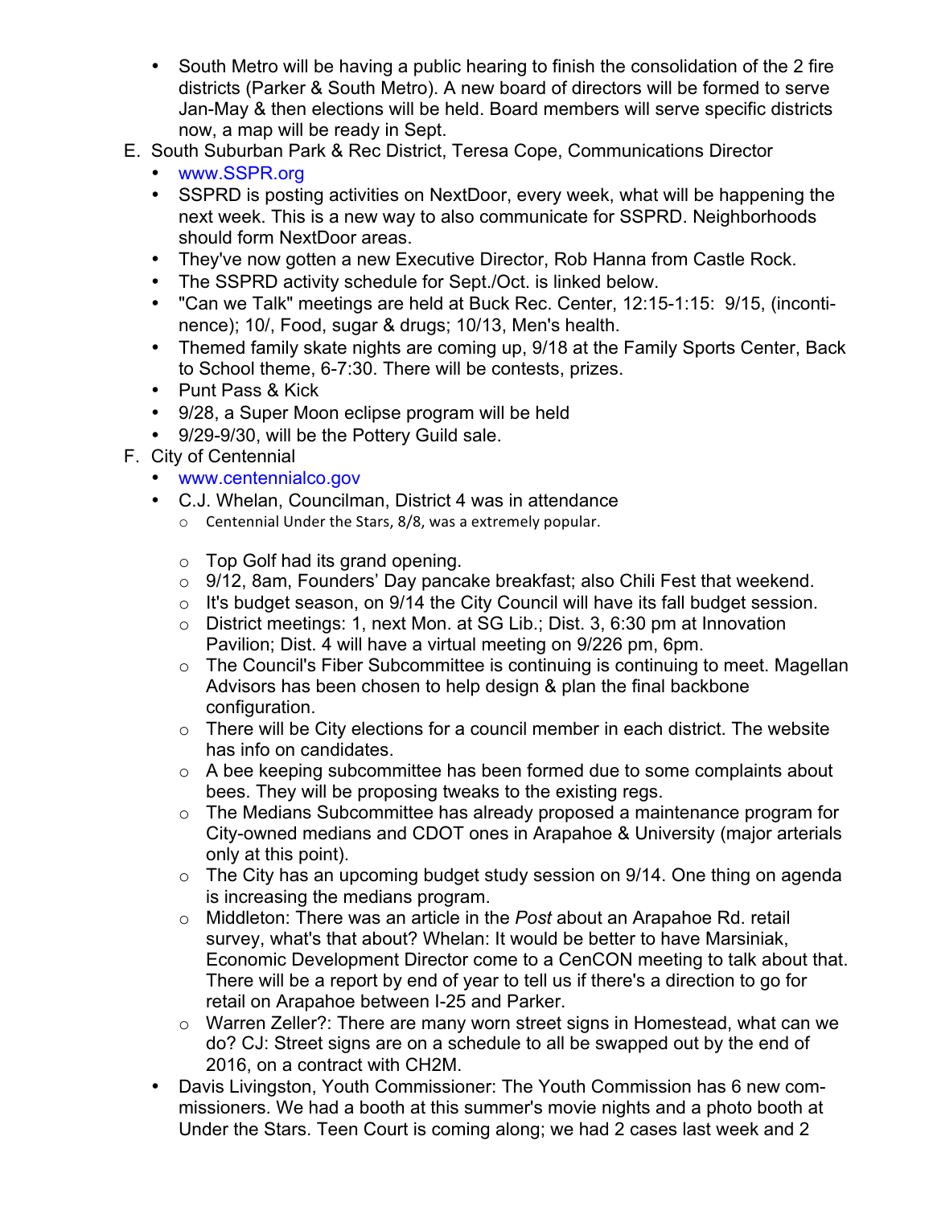- South Metro will be having a public hearing to finish the consolidation of the 2 fire districts (Parker & South Metro). A new board of directors will be formed to serve Jan-May & then elections will be held. Board members will serve specific districts now, a map will be ready in Sept.

E. South Suburban Park & Rec District, Teresa Cope, Communications Director
   - www.SSPR.org
   - SSPRD is posting activities on NextDoor, every week, what will be happening the next week. This is a new way to also communicate for SSPRD. Neighborhoods should form NextDoor areas.
   - They've now gotten a new Executive Director, Rob Hanna from Castle Rock.
   - The SSPRD activity schedule for Sept./Oct. is linked below.
   - "Can we Talk" meetings are held at Buck Rec. Center, 12:15-1:15: 9/15, (incontinence); 10/, Food, sugar & drugs; 10/13, Men's health.
   - Themed family skate nights are coming up, 9/18 at the Family Sports Center, Back to School theme, 6-7:30. There will be contests, prizes.
   - Punt Pass & Kick
   - 9/28, a Super Moon eclipse program will be held
   - 9/29-9/30, will be the Pottery Guild sale.

F. City of Centennial
   - www.centennialco.gov
   - C.J. Whelan, Councilman, District 4 was in attendance
     - Centennial Under the Stars, 8/8, was a extremely popular.
     - Top Golf had its grand opening.
     - 9/12, 8am, Founders' Day pancake breakfast; also Chili Fest that weekend.
     - It's budget season, on 9/14 the City Council will have its fall budget session.
     - District meetings: 1, next Mon. at SG Lib.; Dist. 3, 6:30 pm at Innovation Pavilion; Dist. 4 will have a virtual meeting on 9/226 pm, 6pm.
     - The Council's Fiber Subcommittee is continuing is continuing to meet. Magellan Advisors has been chosen to help design & plan the final backbone configuration.
     - There will be City elections for a council member in each district. The website has info on candidates.
     - A bee keeping subcommittee has been formed due to some complaints about bees. They will be proposing tweaks to the existing regs.
     - The Medians Subcommittee has already proposed a maintenance program for City-owned medians and CDOT ones in Arapahoe & University (major arterials only at this point).
     - The City has an upcoming budget study session on 9/14. One thing on agenda is increasing the medians program.
     - Middleton: There was an article in the *Post* about an Arapahoe Rd. retail survey, what's that about? Whelan: It would be better to have Marsiniak, Economic Development Director come to a CenCON meeting to talk about that. There will be a report by end of year to tell us if there's a direction to go for retail on Arapahoe between I-25 and Parker.
     - Warren Zeller?: There are many worn street signs in Homestead, what can we do? CJ: Street signs are on a schedule to all be swapped out by the end of 2016, on a contract with CH2M.
   - Davis Livingston, Youth Commissioner: The Youth Commission has 6 new commissioners. We had a booth at this summer's movie nights and a photo booth at Under the Stars. Teen Court is coming along; we had 2 cases last week and 2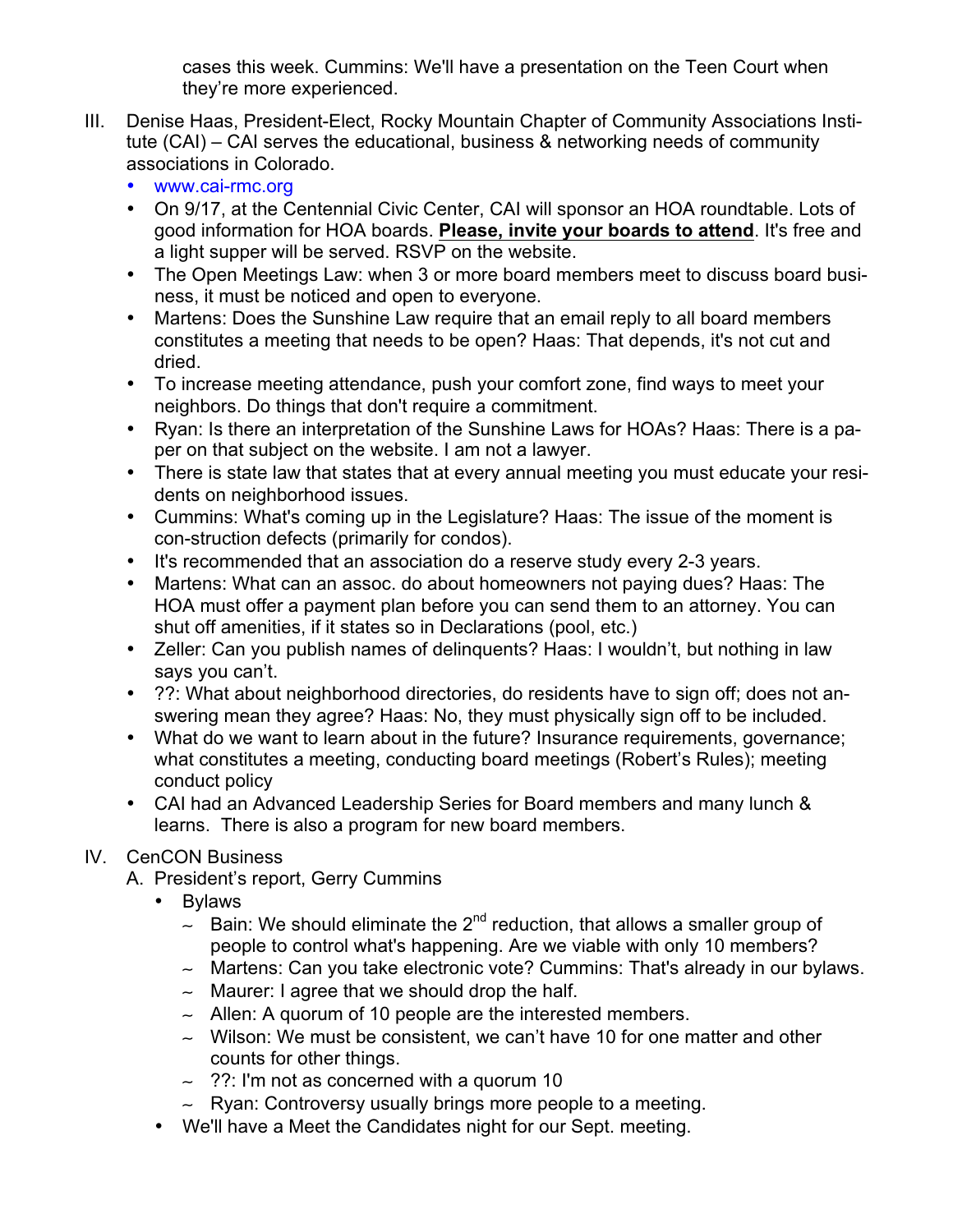cases this week. Cummins: We'll have a presentation on the Teen Court when they're more experienced.

III. Denise Haas, President-Elect, Rocky Mountain Chapter of Community Associations Institute (CAI) – CAI serves the educational, business & networking needs of community associations in Colorado.
   - www.cai-rmc.org
   - On 9/17, at the Centennial Civic Center, CAI will sponsor an HOA roundtable. Lots of good information for HOA boards. **Please, invite your boards to attend**. It's free and a light supper will be served. RSVP on the website.
   - The Open Meetings Law: when 3 or more board members meet to discuss board business, it must be noticed and open to everyone.
   - Martens: Does the Sunshine Law require that an email reply to all board members constitutes a meeting that needs to be open? Haas: That depends, it's not cut and dried.
   - To increase meeting attendance, push your comfort zone, find ways to meet your neighbors. Do things that don't require a commitment.
   - Ryan: Is there an interpretation of the Sunshine Laws for HOAs? Haas: There is a paper on that subject on the website. I am not a lawyer.
   - There is state law that states that at every annual meeting you must educate your residents on neighborhood issues.
   - Cummins: What's coming up in the Legislature? Haas: The issue of the moment is con-struction defects (primarily for condos).
   - It's recommended that an association do a reserve study every 2-3 years.
   - Martens: What can an assoc. do about homeowners not paying dues? Haas: The HOA must offer a payment plan before you can send them to an attorney. You can shut off amenities, if it states so in Declarations (pool, etc.)
   - Zeller: Can you publish names of delinquents? Haas: I wouldn't, but nothing in law says you can't.
   - ??: What about neighborhood directories, do residents have to sign off; does not answering mean they agree? Haas: No, they must physically sign off to be included.
   - What do we want to learn about in the future? Insurance requirements, governance; what constitutes a meeting, conducting board meetings (Robert's Rules); meeting conduct policy
   - CAI had an Advanced Leadership Series for Board members and many lunch & learns. There is also a program for new board members.

IV. CenCON Business
   A. President's report, Gerry Cummins
      - Bylaws
         ~ Bain: We should eliminate the 2nd reduction, that allows a smaller group of people to control what's happening. Are we viable with only 10 members?
         ~ Martens: Can you take electronic vote? Cummins: That's already in our bylaws.
         ~ Maurer: I agree that we should drop the half.
         ~ Allen: A quorum of 10 people are the interested members.
         ~ Wilson: We must be consistent, we can't have 10 for one matter and other counts for other things.
         ~ ??: I'm not as concerned with a quorum 10
         ~ Ryan: Controversy usually brings more people to a meeting.
      - We'll have a Meet the Candidates night for our Sept. meeting.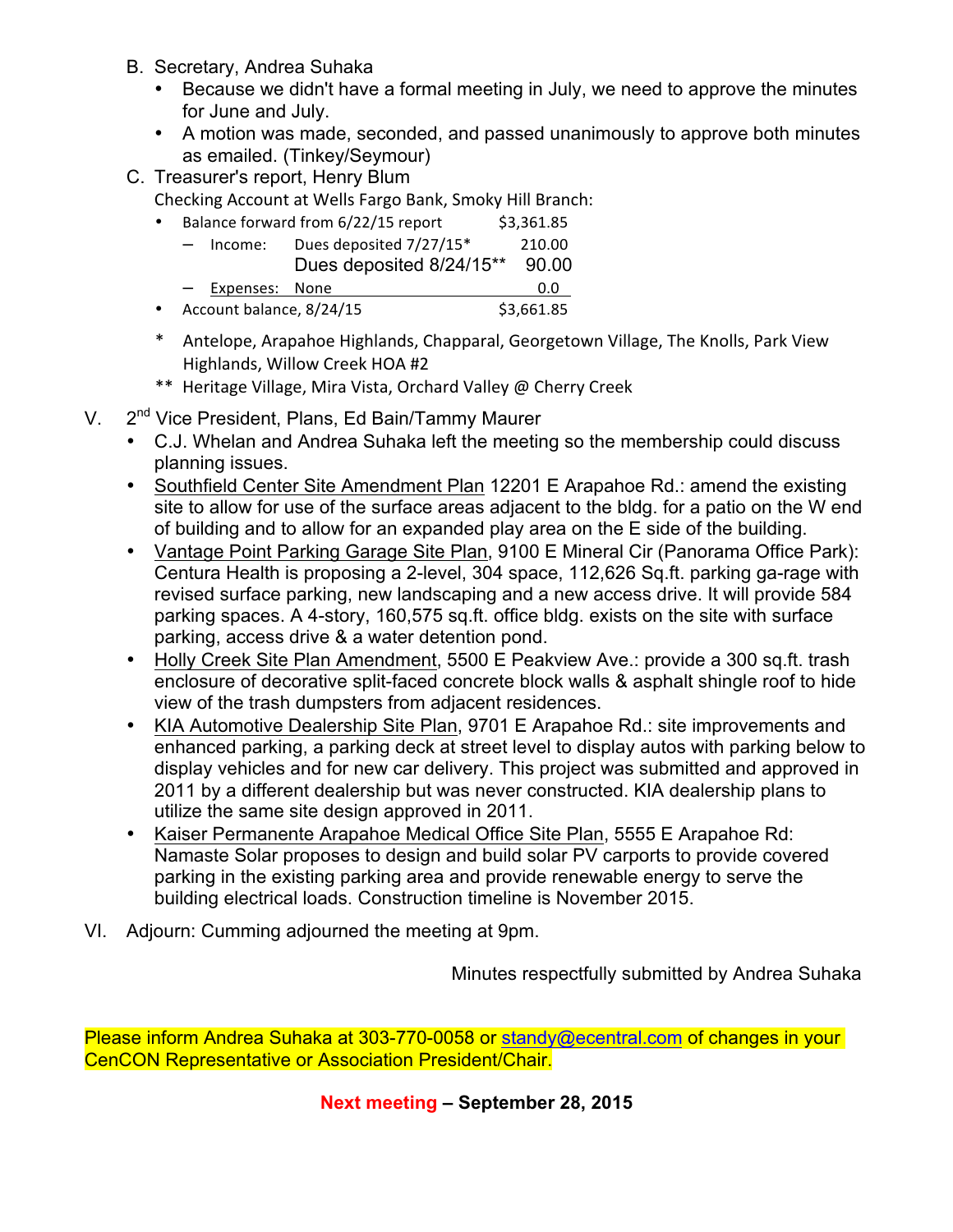B. Secretary, Andrea Suhaka
   - Because we didn't have a formal meeting in July, we need to approve the minutes for June and July.
   - A motion was made, seconded, and passed unanimously to approve both minutes as emailed. (Tinkey/Seymour)

C. Treasurer's report, Henry Blum

   Checking Account at Wells Fargo Bank, Smoky Hill Branch:

   - Balance forward from 6/22/15 report $3,361.85
     - Income: Dues deposited 7/27/15* 210.00
       Dues deposited 8/24/15** 90.00
     - Expenses: None 0.0
   - Account balance, 8/24/15 $3,661.85

   \* Antelope, Arapahoe Highlands, Chapparal, Georgetown Village, The Knolls, Park View Highlands, Willow Creek HOA #2

   \*\* Heritage Village, Mira Vista, Orchard Valley @ Cherry Creek

V. 2nd Vice President, Plans, Ed Bain/Tammy Maurer
   - C.J. Whelan and Andrea Suhaka left the meeting so the membership could discuss planning issues.
   - Southfield Center Site Amendment Plan 12201 E Arapahoe Rd.: amend the existing site to allow for use of the surface areas adjacent to the bldg. for a patio on the W end of building and to allow for an expanded play area on the E side of the building.
   - Vantage Point Parking Garage Site Plan, 9100 E Mineral Cir (Panorama Office Park): Centura Health is proposing a 2-level, 304 space, 112,626 Sq.ft. parking ga-rage with revised surface parking, new landscaping and a new access drive. It will provide 584 parking spaces. A 4-story, 160,575 sq.ft. office bldg. exists on the site with surface parking, access drive & a water detention pond.
   - Holly Creek Site Plan Amendment, 5500 E Peakview Ave.: provide a 300 sq.ft. trash enclosure of decorative split-faced concrete block walls & asphalt shingle roof to hide view of the trash dumpsters from adjacent residences.
   - KIA Automotive Dealership Site Plan, 9701 E Arapahoe Rd.: site improvements and enhanced parking, a parking deck at street level to display autos with parking below to display vehicles and for new car delivery. This project was submitted and approved in 2011 by a different dealership but was never constructed. KIA dealership plans to utilize the same site design approved in 2011.
   - Kaiser Permanente Arapahoe Medical Office Site Plan, 5555 E Arapahoe Rd: Namaste Solar proposes to design and build solar PV carports to provide covered parking in the existing parking area and provide renewable energy to serve the building electrical loads. Construction timeline is November 2015.

VI. Adjourn: Cumming adjourned the meeting at 9pm.

Minutes respectfully submitted by Andrea Suhaka

Please inform Andrea Suhaka at 303-770-0058 or standy@ecentral.com of changes in your CenCON Representative or Association President/Chair.

**Next meeting – September 28, 2015**